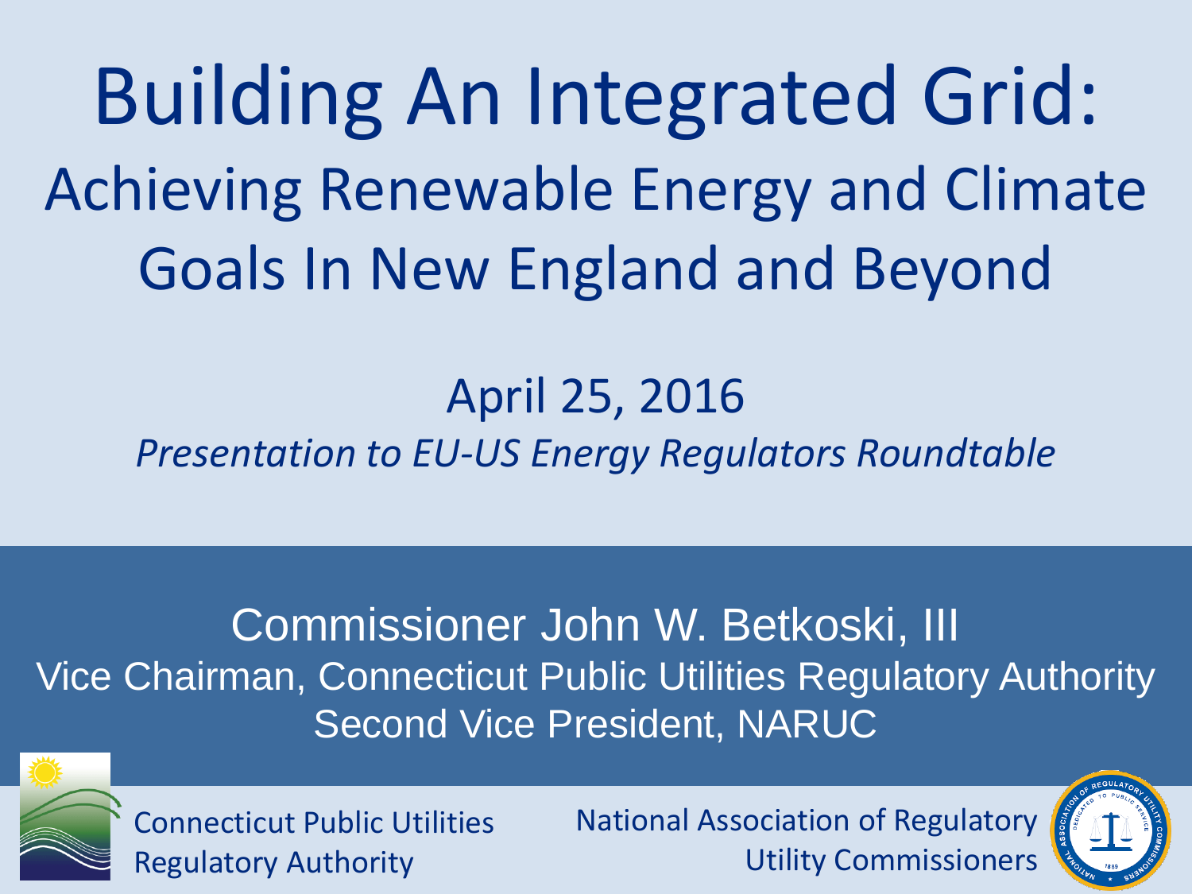# Building An Integrated Grid:

## Achieving Renewable Energy and Climate Goals In New England and Beyond

April 25, 2016

*Presentation to EU-US Energy Regulators Roundtable*

Commissioner John W. Betkoski, III

Vice Chairman, Connecticut Public Utilities Regulatory Authority

Second Vice President, NARUC

Connecticut Public Utilities Regulatory Authority

National Association of Regulatory Utility Commissioners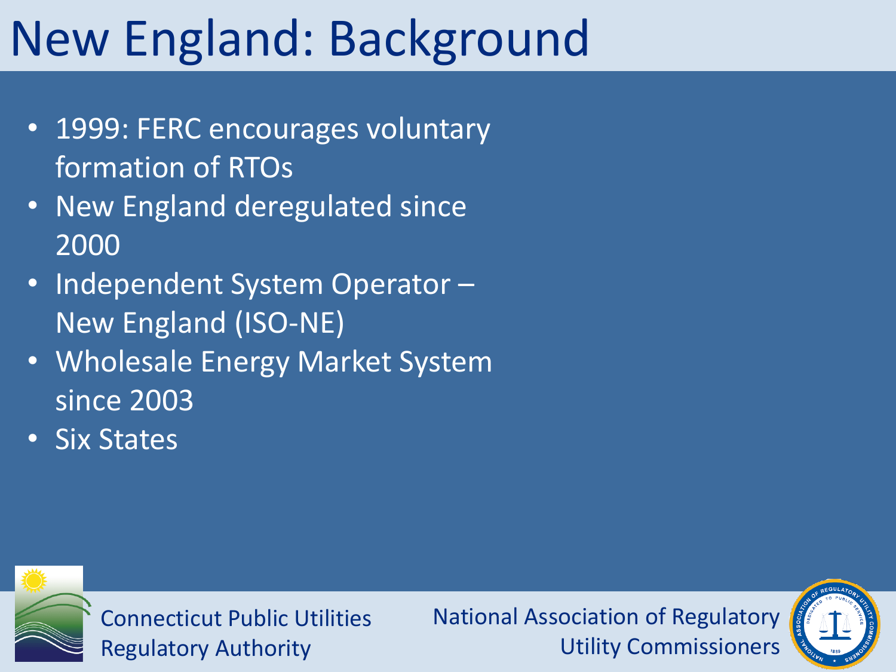# New England: Background

- 1999: FERC encourages voluntary formation of RTOs
- New England deregulated since 2000
- Independent System Operator – New England (ISO-NE)
- Wholesale Energy Market System since 2003
- Six States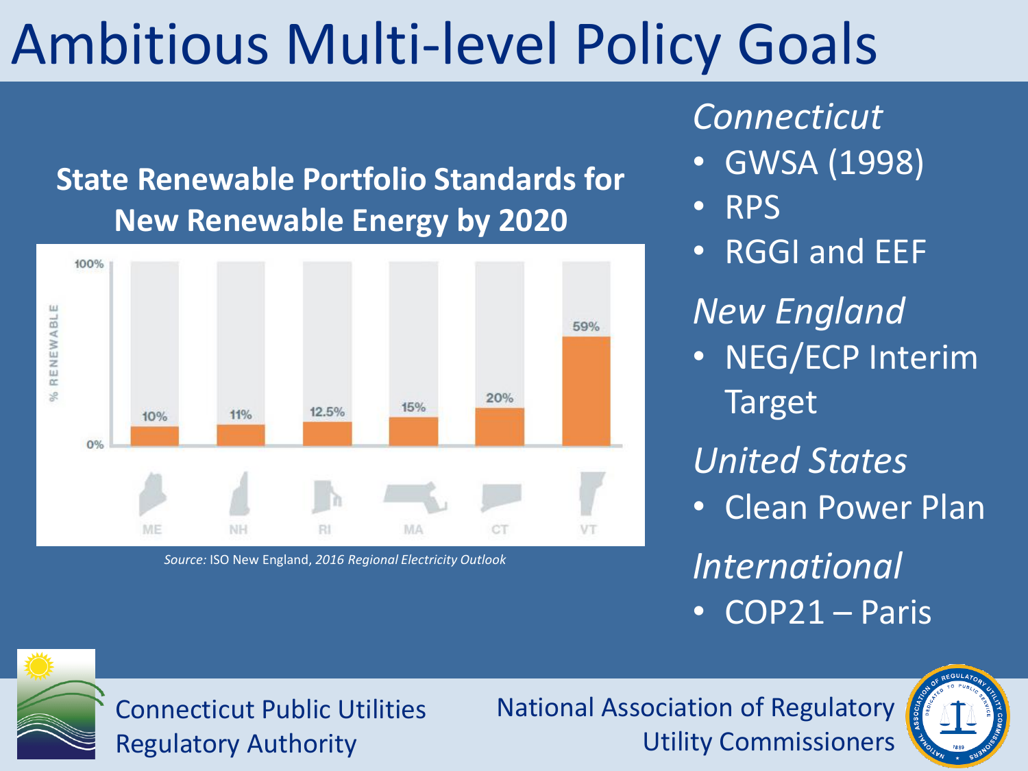# Ambitious Multi-level Policy Goals

**State Renewable Portfolio Standards for New Renewable Energy by 2020**

| State | % Renewable |
|---|---|
| ME | 10% |
| NH | 11% |
| RI | 12.5% |
| MA | 15% |
| CT | 20% |
| VT | 59% |

*Source:* ISO New England, *2016 Regional Electricity Outlook*

*Connecticut*

- GWSA (1998)
- RPS
- RGGI and EEF

*New England*

- NEG/ECP Interim Target

*United States*

- Clean Power Plan

*International*

- COP21 – Paris

Connecticut Public Utilities Regulatory Authority

National Association of Regulatory Utility Commissioners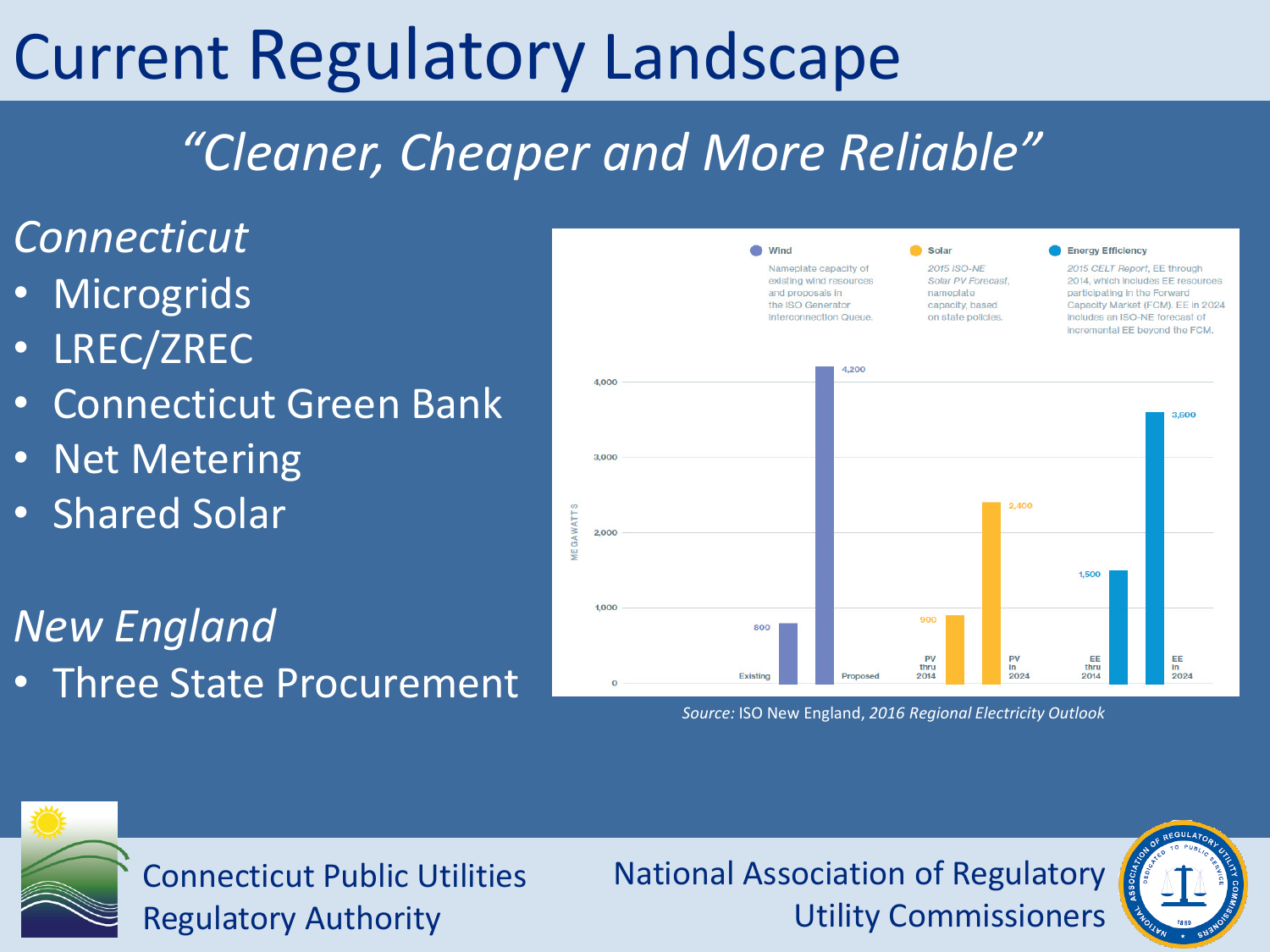# Current Regulatory Landscape

## *"Cleaner, Cheaper and More Reliable"*

### *Connecticut*

- Microgrids
- LREC/ZREC
- Connecticut Green Bank
- Net Metering
- Shared Solar

### *New England*

- Three State Procurement

| | Wind Existing | Wind Proposed | PV thru 2014 | PV in 2024 | EE thru 2014 | EE in 2024 |
|---|---|---|---|---|---|---|
| Megawatts | 800 | 4,200 | 900 | 2,400 | 1,500 | 3,600 |

**Wind:** Nameplate capacity of existing wind resources and proposals in the ISO Generator Interconnection Queue.

**Solar:** *2015 ISO-NE Solar PV Forecast*, nameplate capacity, based on state policies.

**Energy Efficiency:** *2015 CELT Report*, EE through 2014, which includes EE resources participating in the Forward Capacity Market (FCM). EE in 2024 includes an ISO-NE forecast of incremental EE beyond the FCM.

*Source:* ISO New England, *2016 Regional Electricity Outlook*

Connecticut Public Utilities Regulatory Authority

National Association of Regulatory Utility Commissioners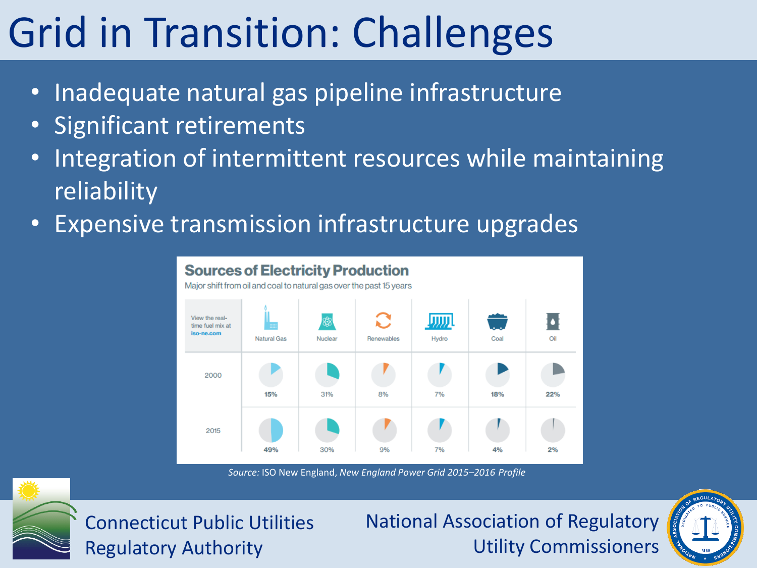# Grid in Transition: Challenges

- Inadequate natural gas pipeline infrastructure
- Significant retirements
- Integration of intermittent resources while maintaining reliability
- Expensive transmission infrastructure upgrades

## Sources of Electricity Production

Major shift from oil and coal to natural gas over the past 15 years

| View the real-time fuel mix at iso-ne.com | Natural Gas | Nuclear | Renewables | Hydro | Coal | Oil |
|---|---|---|---|---|---|---|
| 2000 | 15% | 31% | 8% | 7% | 18% | 22% |
| 2015 | 49% | 30% | 9% | 7% | 4% | 2% |

*Source:* ISO New England, *New England Power Grid 2015–2016 Profile*

Connecticut Public Utilities Regulatory Authority

National Association of Regulatory Utility Commissioners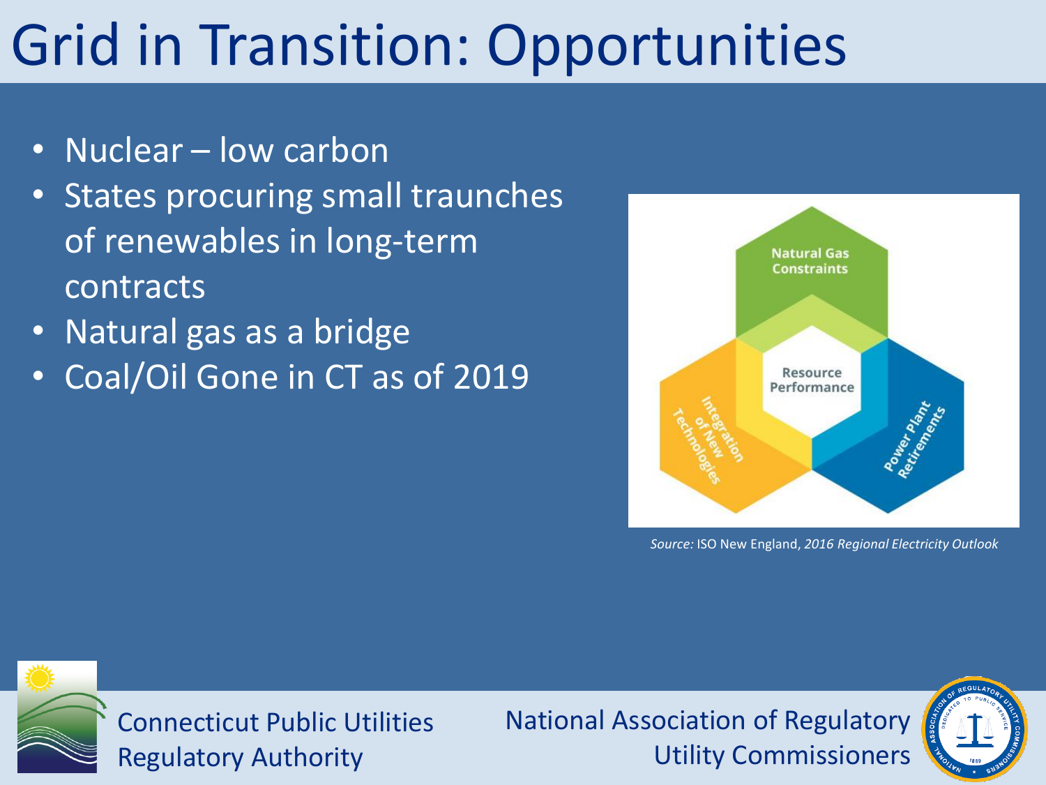# Grid in Transition: Opportunities

- Nuclear – low carbon
- States procuring small traunches of renewables in long-term contracts
- Natural gas as a bridge
- Coal/Oil Gone in CT as of 2019

Natural Gas Constraints

Resource Performance

Integration of New Technologies

Power Plant Retirements

*Source:* ISO New England, *2016 Regional Electricity Outlook*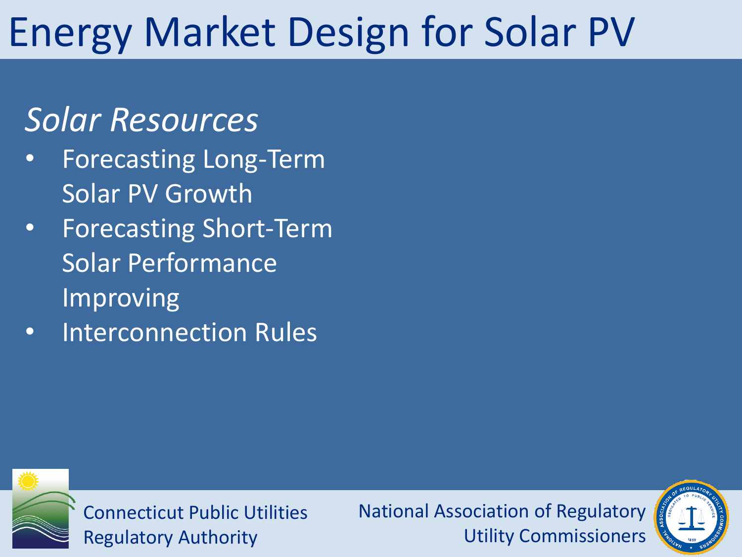# Energy Market Design for Solar PV

## *Solar Resources*

- Forecasting Long-Term Solar PV Growth
- Forecasting Short-Term Solar Performance Improving
- Interconnection Rules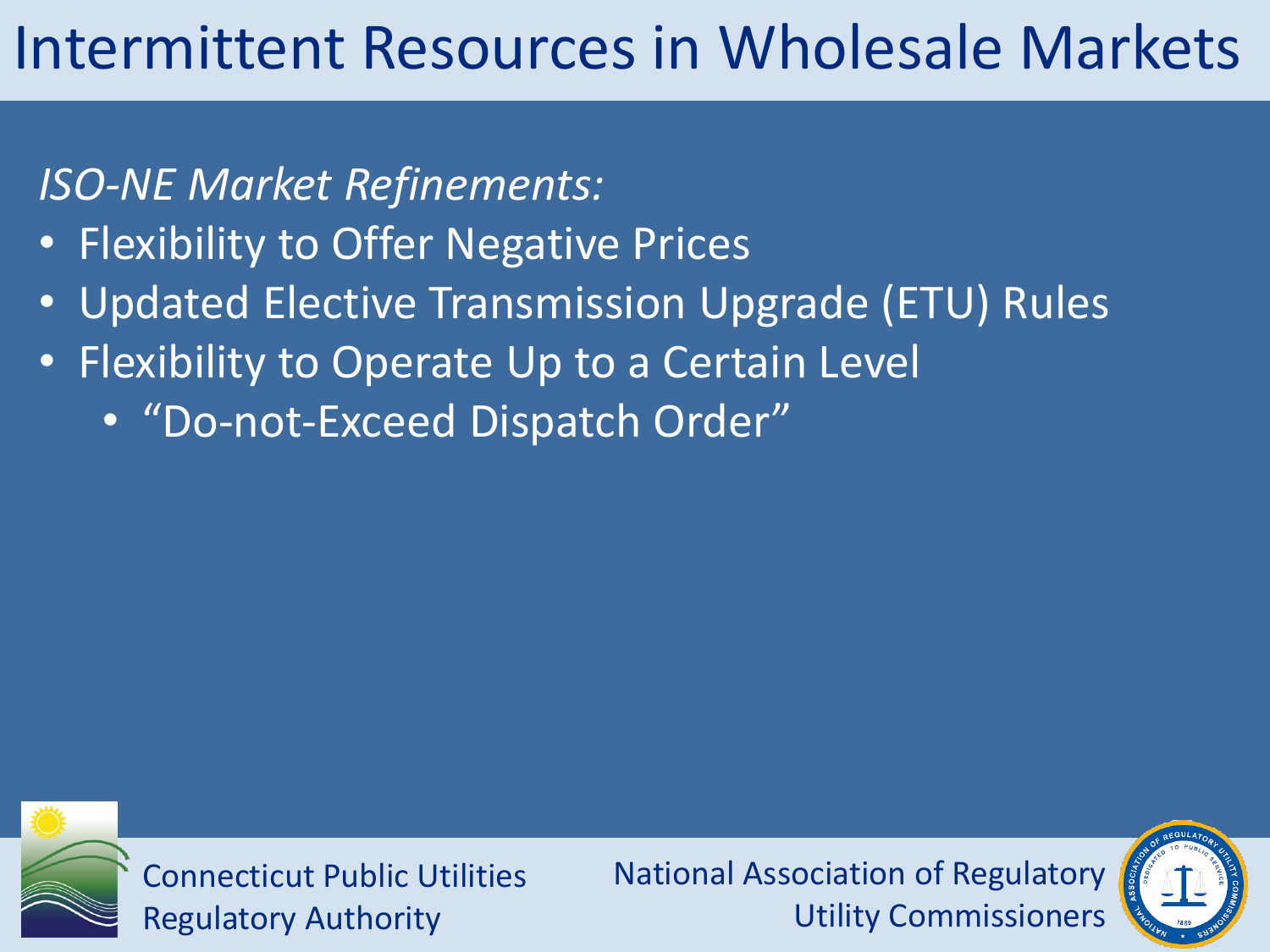# Intermittent Resources in Wholesale Markets

*ISO-NE Market Refinements:*

- Flexibility to Offer Negative Prices
- Updated Elective Transmission Upgrade (ETU) Rules
- Flexibility to Operate Up to a Certain Level
  - "Do-not-Exceed Dispatch Order"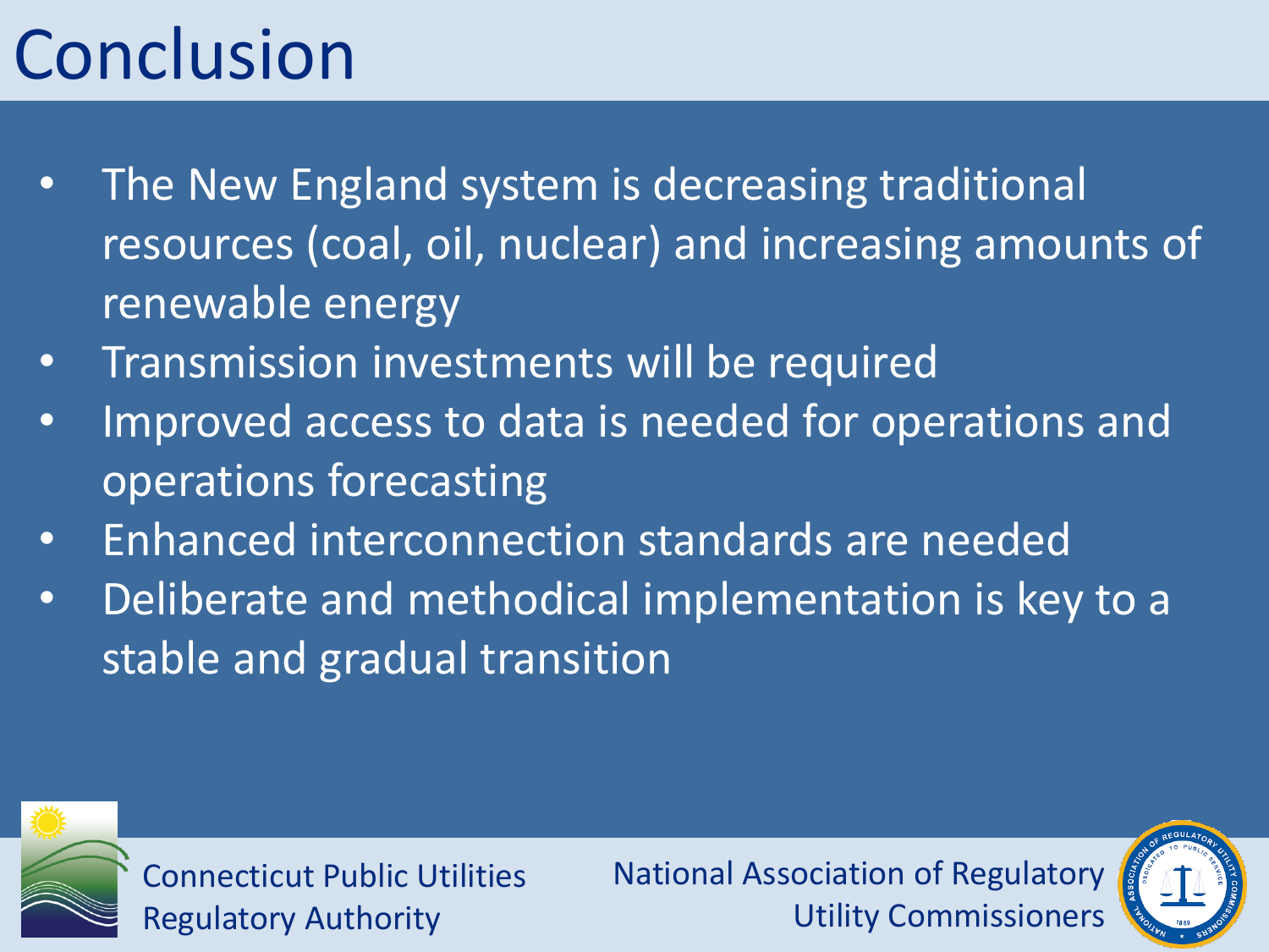# Conclusion

- The New England system is decreasing traditional resources (coal, oil, nuclear) and increasing amounts of renewable energy
- Transmission investments will be required
- Improved access to data is needed for operations and operations forecasting
- Enhanced interconnection standards are needed
- Deliberate and methodical implementation is key to a stable and gradual transition